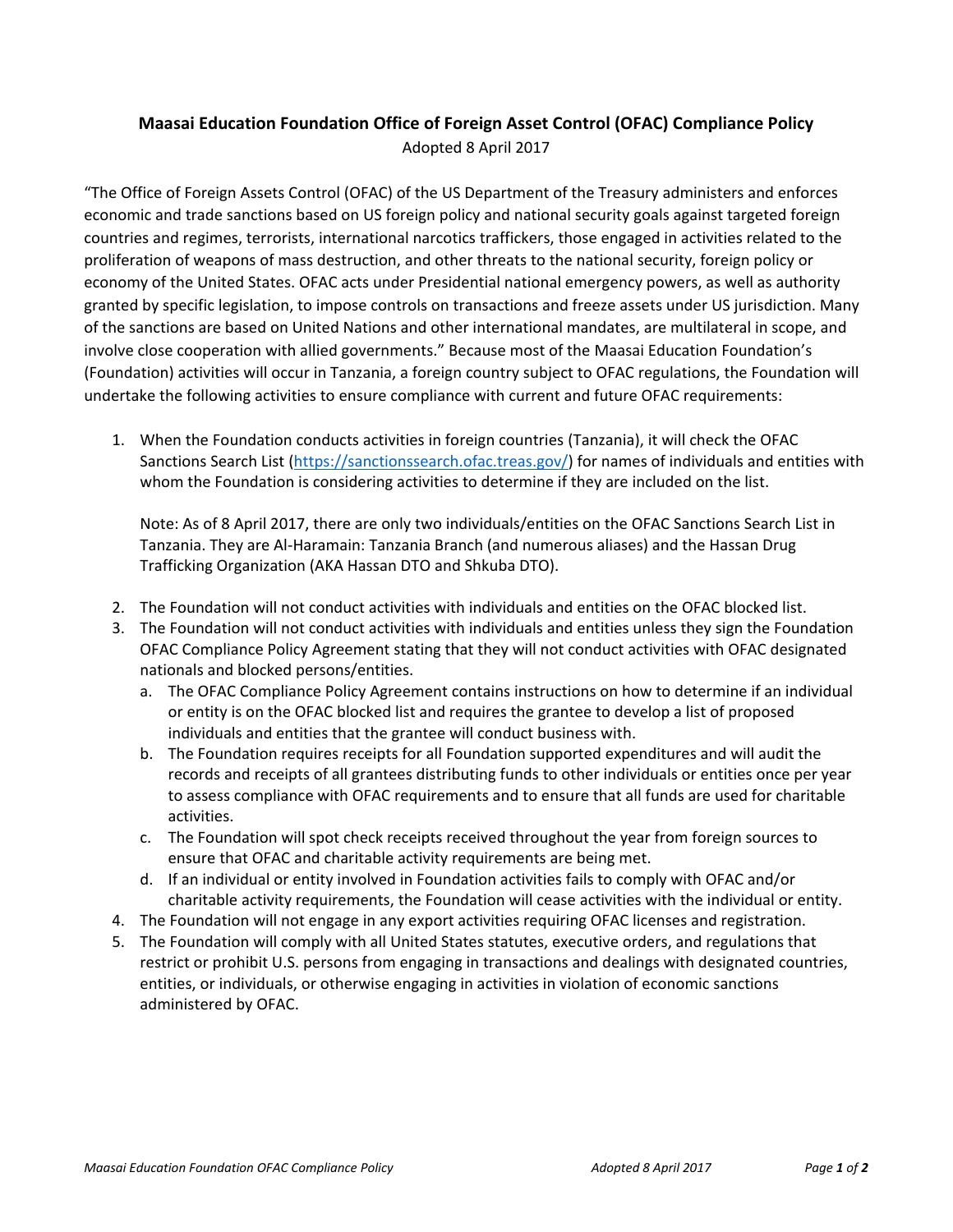# Maasai Education Foundation Office of Foreign Asset Control (OFAC) Compliance Policy

Adopted 8 April 2017

"The Office of Foreign Assets Control (OFAC) of the US Department of the Treasury administers and enforces economic and trade sanctions based on US foreign policy and national security goals against targeted foreign countries and regimes, terrorists, international narcotics traffickers, those engaged in activities related to the proliferation of weapons of mass destruction, and other threats to the national security, foreign policy or economy of the United States. OFAC acts under Presidential national emergency powers, as well as authority granted by specific legislation, to impose controls on transactions and freeze assets under US jurisdiction. Many of the sanctions are based on United Nations and other international mandates, are multilateral in scope, and involve close cooperation with allied governments." Because most of the Maasai Education Foundation's (Foundation) activities will occur in Tanzania, a foreign country subject to OFAC regulations, the Foundation will undertake the following activities to ensure compliance with current and future OFAC requirements:

1. When the Foundation conducts activities in foreign countries (Tanzania), it will check the OFAC Sanctions Search List (https://sanctionssearch.ofac.treas.gov/) for names of individuals and entities with whom the Foundation is considering activities to determine if they are included on the list.

   Note: As of 8 April 2017, there are only two individuals/entities on the OFAC Sanctions Search List in Tanzania. They are Al-Haramain: Tanzania Branch (and numerous aliases) and the Hassan Drug Trafficking Organization (AKA Hassan DTO and Shkuba DTO).

2. The Foundation will not conduct activities with individuals and entities on the OFAC blocked list.
3. The Foundation will not conduct activities with individuals and entities unless they sign the Foundation OFAC Compliance Policy Agreement stating that they will not conduct activities with OFAC designated nationals and blocked persons/entities.
   a. The OFAC Compliance Policy Agreement contains instructions on how to determine if an individual or entity is on the OFAC blocked list and requires the grantee to develop a list of proposed individuals and entities that the grantee will conduct business with.
   b. The Foundation requires receipts for all Foundation supported expenditures and will audit the records and receipts of all grantees distributing funds to other individuals or entities once per year to assess compliance with OFAC requirements and to ensure that all funds are used for charitable activities.
   c. The Foundation will spot check receipts received throughout the year from foreign sources to ensure that OFAC and charitable activity requirements are being met.
   d. If an individual or entity involved in Foundation activities fails to comply with OFAC and/or charitable activity requirements, the Foundation will cease activities with the individual or entity.
4. The Foundation will not engage in any export activities requiring OFAC licenses and registration.
5. The Foundation will comply with all United States statutes, executive orders, and regulations that restrict or prohibit U.S. persons from engaging in transactions and dealings with designated countries, entities, or individuals, or otherwise engaging in activities in violation of economic sanctions administered by OFAC.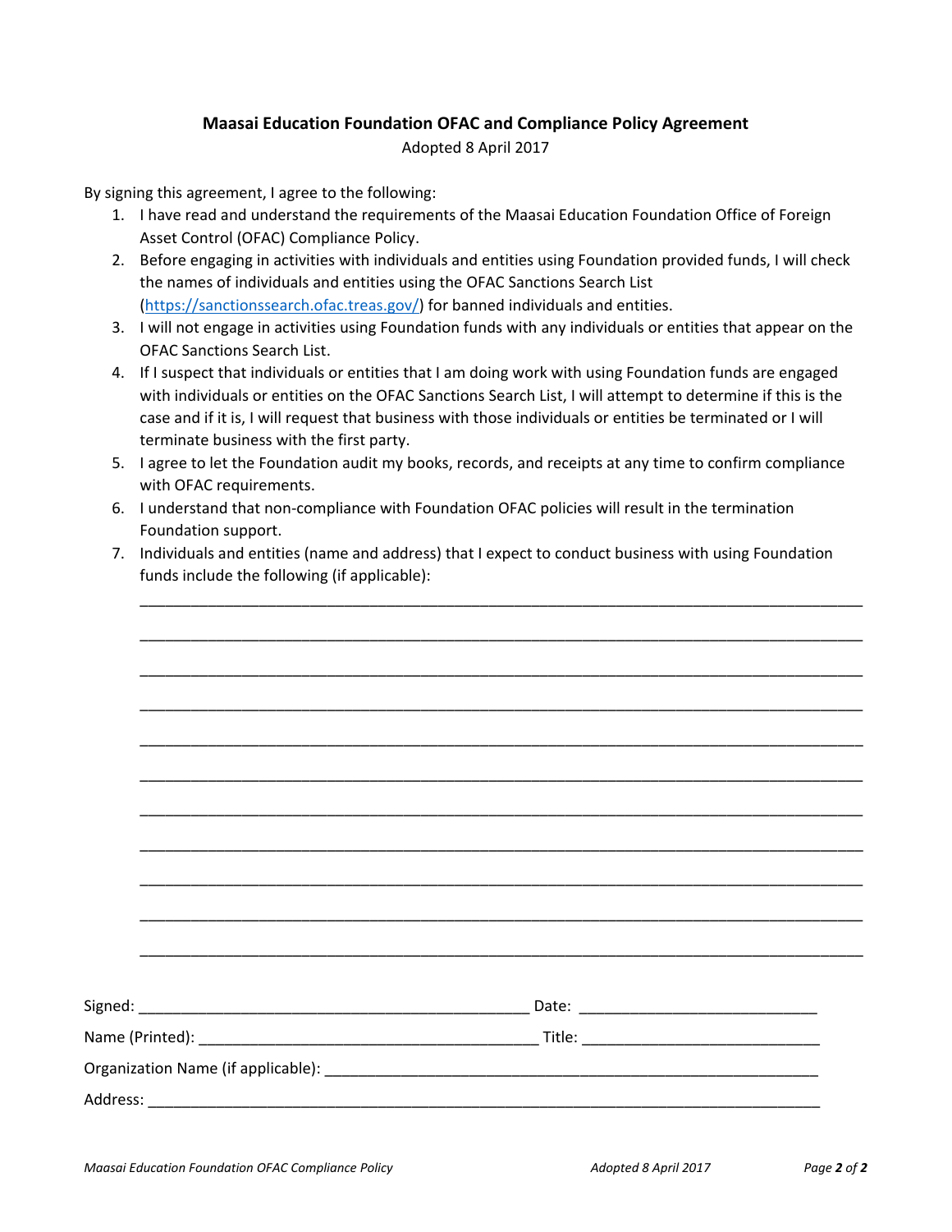**Maasai Education Foundation OFAC and Compliance Policy Agreement**

Adopted 8 April 2017

By signing this agreement, I agree to the following:

1. I have read and understand the requirements of the Maasai Education Foundation Office of Foreign Asset Control (OFAC) Compliance Policy.
2. Before engaging in activities with individuals and entities using Foundation provided funds, I will check the names of individuals and entities using the OFAC Sanctions Search List (https://sanctionssearch.ofac.treas.gov/) for banned individuals and entities.
3. I will not engage in activities using Foundation funds with any individuals or entities that appear on the OFAC Sanctions Search List.
4. If I suspect that individuals or entities that I am doing work with using Foundation funds are engaged with individuals or entities on the OFAC Sanctions Search List, I will attempt to determine if this is the case and if it is, I will request that business with those individuals or entities be terminated or I will terminate business with the first party.
5. I agree to let the Foundation audit my books, records, and receipts at any time to confirm compliance with OFAC requirements.
6. I understand that non-compliance with Foundation OFAC policies will result in the termination Foundation support.
7. Individuals and entities (name and address) that I expect to conduct business with using Foundation funds include the following (if applicable):

______________________________________________________________________________

______________________________________________________________________________

______________________________________________________________________________

______________________________________________________________________________

______________________________________________________________________________

______________________________________________________________________________

______________________________________________________________________________

______________________________________________________________________________

______________________________________________________________________________

______________________________________________________________________________

______________________________________________________________________________

Signed: ____________________________________________ Date: __________________________

Name (Printed): ______________________________________ Title: __________________________

Organization Name (if applicable): _______________________________________________________

Address: ____________________________________________________________________________